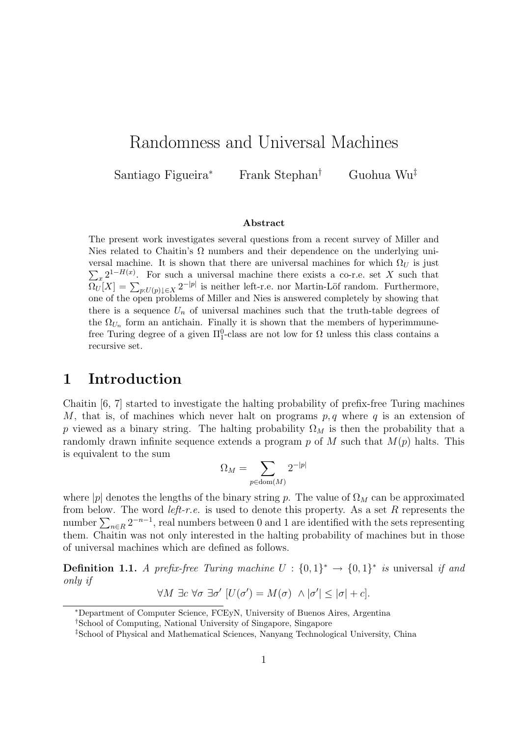# Randomness and Universal Machines

Santiago Figueira[*] Frank Stephan[†] Guohua Wu[‡]

### Abstract

The present work investigates several questions from a recent survey of Miller and Nies related to Chaitin's $\Omega$ numbers and their dependence on the underlying universal machine. It is shown that there are universal machines for which $\Omega_U$ is just $\sum_x 2^{1-H(x)}$. For such a universal machine there exists a co-r.e. set $X$ such that $\Omega_U[X] = \sum_{p:U(p)\downarrow \in X} 2^{-|p|}$ is neither left-r.e. nor Martin-Löf random. Furthermore, one of the open problems of Miller and Nies is answered completely by showing that there is a sequence $U_n$ of universal machines such that the truth-table degrees of the $\Omega_{U_n}$ form an antichain. Finally it is shown that the members of hyperimmune-free Turing degree of a given $\Pi^0_1$-class are not low for $\Omega$ unless this class contains a recursive set.

## 1 Introduction

Chaitin [6, 7] started to investigate the halting probability of prefix-free Turing machines $M$, that is, of machines which never halt on programs $p, q$ where $q$ is an extension of $p$ viewed as a binary string. The halting probability $\Omega_M$ is then the probability that a randomly drawn infinite sequence extends a program $p$ of $M$ such that $M(p)$ halts. This is equivalent to the sum

$$\Omega_M = \sum_{p \in \mathrm{dom}(M)} 2^{-|p|}$$

where $|p|$ denotes the lengths of the binary string $p$. The value of $\Omega_M$ can be approximated from below. The word *left-r.e.* is used to denote this property. As a set $R$ represents the number $\sum_{n \in R} 2^{-n-1}$, real numbers between 0 and 1 are identified with the sets representing them. Chaitin was not only interested in the halting probability of machines but in those of universal machines which are defined as follows.

**Definition 1.1.** *A prefix-free Turing machine $U : \{0,1\}^* \to \{0,1\}^*$ is* universal *if and only if*

$$\forall M \; \exists c \; \forall \sigma \; \exists \sigma' \; [U(\sigma') = M(\sigma) \; \wedge |\sigma'| \leq |\sigma| + c].$$

---

[*] Department of Computer Science, FCEyN, University of Buenos Aires, Argentina

[†] School of Computing, National University of Singapore, Singapore

[‡] School of Physical and Mathematical Sciences, Nanyang Technological University, China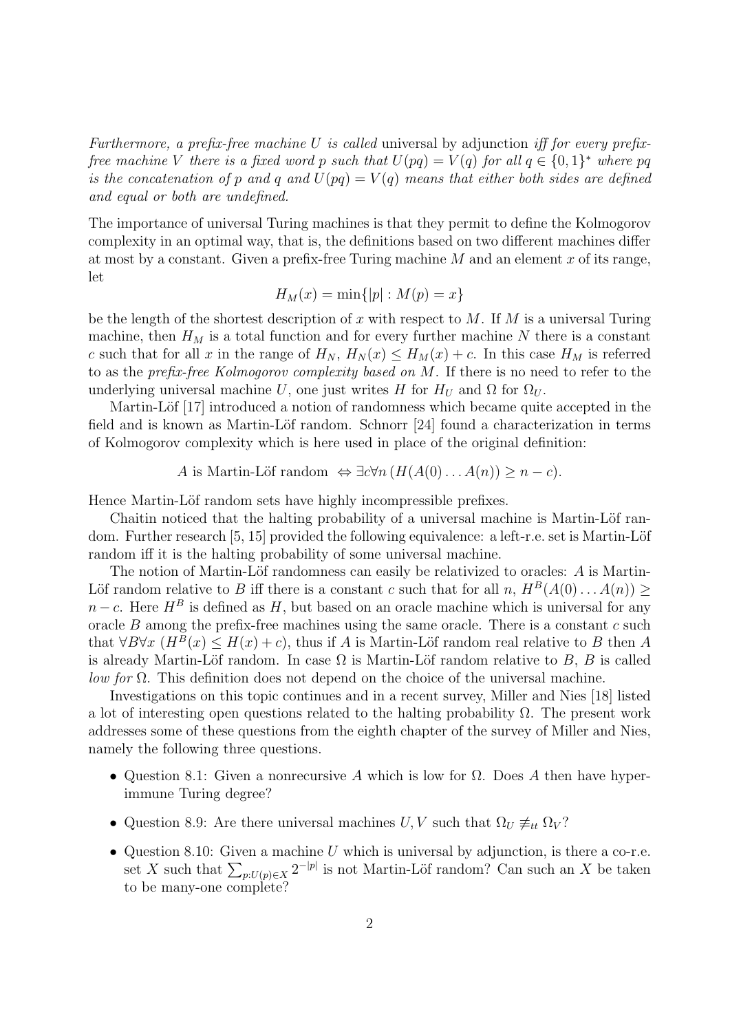*Furthermore, a prefix-free machine $U$ is called* universal by adjunction *iff for every prefix-free machine $V$ there is a fixed word $p$ such that $U(pq) = V(q)$ for all $q \in \{0,1\}^*$ where $pq$ is the concatenation of $p$ and $q$ and $U(pq) = V(q)$ means that either both sides are defined and equal or both are undefined.*

The importance of universal Turing machines is that they permit to define the Kolmogorov complexity in an optimal way, that is, the definitions based on two different machines differ at most by a constant. Given a prefix-free Turing machine $M$ and an element $x$ of its range, let

$$H_M(x) = \min\{|p| : M(p) = x\}$$

be the length of the shortest description of $x$ with respect to $M$. If $M$ is a universal Turing machine, then $H_M$ is a total function and for every further machine $N$ there is a constant $c$ such that for all $x$ in the range of $H_N$, $H_N(x) \leq H_M(x) + c$. In this case $H_M$ is referred to as the *prefix-free Kolmogorov complexity based on* $M$. If there is no need to refer to the underlying universal machine $U$, one just writes $H$ for $H_U$ and $\Omega$ for $\Omega_U$.

Martin-Löf [17] introduced a notion of randomness which became quite accepted in the field and is known as Martin-Löf random. Schnorr [24] found a characterization in terms of Kolmogorov complexity which is here used in place of the original definition:

$$A \text{ is Martin-Löf random } \Leftrightarrow \exists c \forall n \, (H(A(0)\ldots A(n)) \geq n - c).$$

Hence Martin-Löf random sets have highly incompressible prefixes.

Chaitin noticed that the halting probability of a universal machine is Martin-Löf random. Further research [5, 15] provided the following equivalence: a left-r.e. set is Martin-Löf random iff it is the halting probability of some universal machine.

The notion of Martin-Löf randomness can easily be relativized to oracles: $A$ is Martin-Löf random relative to $B$ iff there is a constant $c$ such that for all $n$, $H^B(A(0)\ldots A(n)) \geq n - c$. Here $H^B$ is defined as $H$, but based on an oracle machine which is universal for any oracle $B$ among the prefix-free machines using the same oracle. There is a constant $c$ such that $\forall B \forall x \, (H^B(x) \leq H(x) + c)$, thus if $A$ is Martin-Löf random real relative to $B$ then $A$ is already Martin-Löf random. In case $\Omega$ is Martin-Löf random relative to $B$, $B$ is called *low for* $\Omega$. This definition does not depend on the choice of the universal machine.

Investigations on this topic continues and in a recent survey, Miller and Nies [18] listed a lot of interesting open questions related to the halting probability $\Omega$. The present work addresses some of these questions from the eighth chapter of the survey of Miller and Nies, namely the following three questions.

- Question 8.1: Given a nonrecursive $A$ which is low for $\Omega$. Does $A$ then have hyperimmune Turing degree?
- Question 8.9: Are there universal machines $U, V$ such that $\Omega_U \not\equiv_{tt} \Omega_V$?
- Question 8.10: Given a machine $U$ which is universal by adjunction, is there a co-r.e. set $X$ such that $\sum_{p:U(p)\in X} 2^{-|p|}$ is not Martin-Löf random? Can such an $X$ be taken to be many-one complete?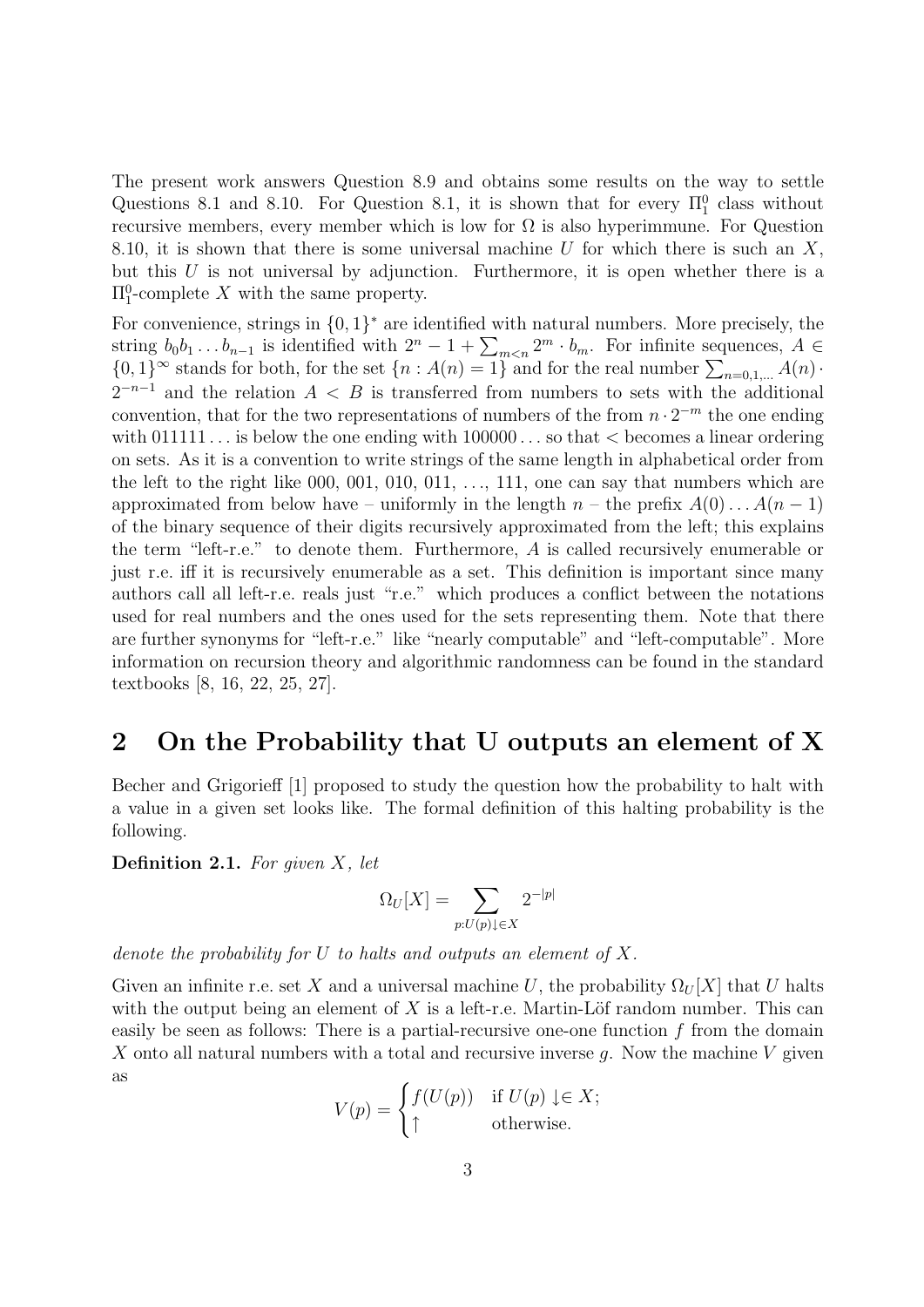The present work answers Question 8.9 and obtains some results on the way to settle Questions 8.1 and 8.10. For Question 8.1, it is shown that for every $\Pi^0_1$ class without recursive members, every member which is low for $\Omega$ is also hyperimmune. For Question 8.10, it is shown that there is some universal machine $U$ for which there is such an $X$, but this $U$ is not universal by adjunction. Furthermore, it is open whether there is a $\Pi^0_1$-complete $X$ with the same property.

For convenience, strings in $\{0,1\}^*$ are identified with natural numbers. More precisely, the string $b_0 b_1 \ldots b_{n-1}$ is identified with $2^n - 1 + \sum_{m<n} 2^m \cdot b_m$. For infinite sequences, $A \in \{0,1\}^\infty$ stands for both, for the set $\{n : A(n) = 1\}$ and for the real number $\sum_{n=0,1,\ldots} A(n) \cdot 2^{-n-1}$ and the relation $A < B$ is transferred from numbers to sets with the additional convention, that for the two representations of numbers of the from $n \cdot 2^{-m}$ the one ending with $011111\ldots$ is below the one ending with $100000\ldots$ so that $<$ becomes a linear ordering on sets. As it is a convention to write strings of the same length in alphabetical order from the left to the right like 000, 001, 010, 011, …, 111, one can say that numbers which are approximated from below have – uniformly in the length $n$ – the prefix $A(0)\ldots A(n-1)$ of the binary sequence of their digits recursively approximated from the left; this explains the term "left-r.e." to denote them. Furthermore, $A$ is called recursively enumerable or just r.e. iff it is recursively enumerable as a set. This definition is important since many authors call all left-r.e. reals just "r.e." which produces a conflict between the notations used for real numbers and the ones used for the sets representing them. Note that there are further synonyms for "left-r.e." like "nearly computable" and "left-computable". More information on recursion theory and algorithmic randomness can be found in the standard textbooks [8, 16, 22, 25, 27].

## 2 On the Probability that U outputs an element of X

Becher and Grigorieff [1] proposed to study the question how the probability to halt with a value in a given set looks like. The formal definition of this halting probability is the following.

**Definition 2.1.** *For given $X$, let*

$$\Omega_U[X] = \sum_{p: U(p)\downarrow \in X} 2^{-|p|}$$

*denote the probability for $U$ to halts and outputs an element of $X$.*

Given an infinite r.e. set $X$ and a universal machine $U$, the probability $\Omega_U[X]$ that $U$ halts with the output being an element of $X$ is a left-r.e. Martin-Löf random number. This can easily be seen as follows: There is a partial-recursive one-one function $f$ from the domain $X$ onto all natural numbers with a total and recursive inverse $g$. Now the machine $V$ given as

$$V(p) = \begin{cases} f(U(p)) & \text{if } U(p) \downarrow \in X; \\ \uparrow & \text{otherwise.} \end{cases}$$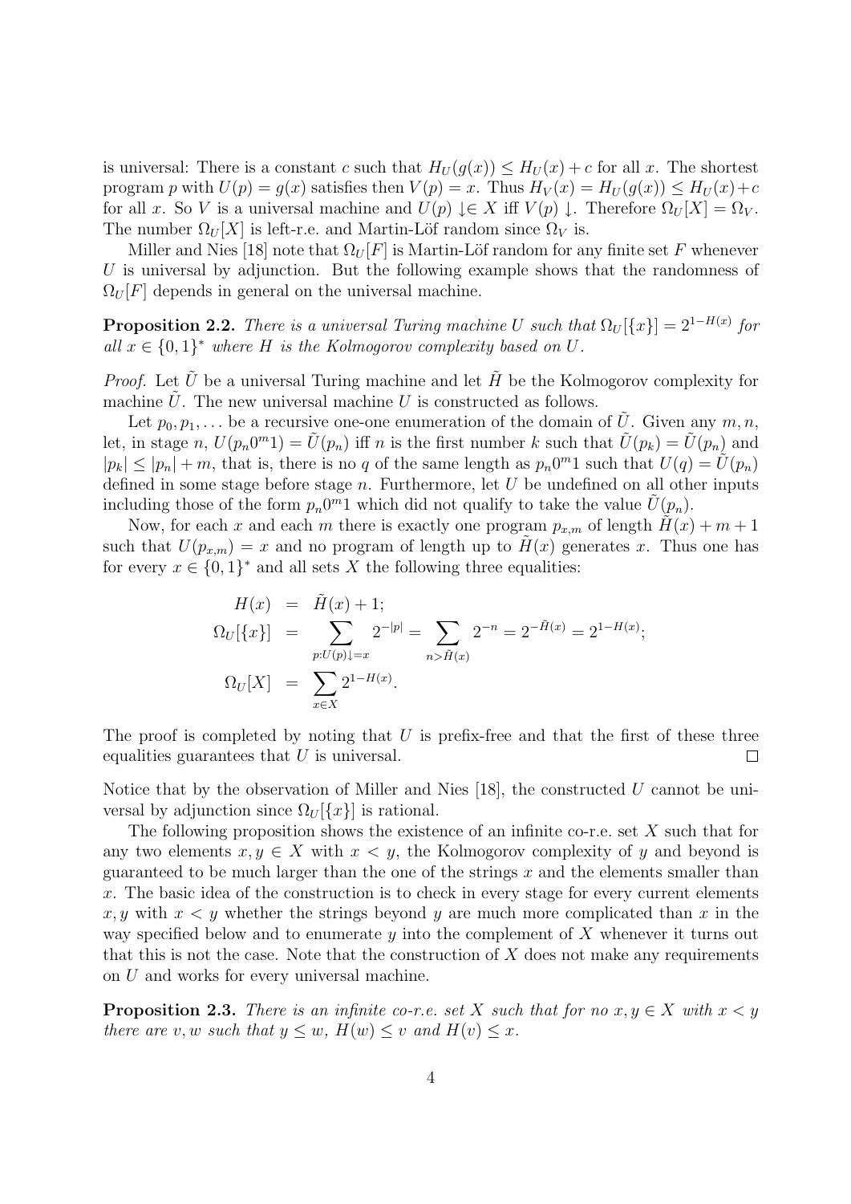is universal: There is a constant $c$ such that $H_U(g(x)) \leq H_U(x) + c$ for all $x$. The shortest program $p$ with $U(p) = g(x)$ satisfies then $V(p) = x$. Thus $H_V(x) = H_U(g(x)) \leq H_U(x) + c$ for all $x$. So $V$ is a universal machine and $U(p) \downarrow \in X$ iff $V(p) \downarrow$. Therefore $\Omega_U[X] = \Omega_V$. The number $\Omega_U[X]$ is left-r.e. and Martin-Löf random since $\Omega_V$ is.

Miller and Nies [18] note that $\Omega_U[F]$ is Martin-Löf random for any finite set $F$ whenever $U$ is universal by adjunction. But the following example shows that the randomness of $\Omega_U[F]$ depends in general on the universal machine.

**Proposition 2.2.** *There is a universal Turing machine $U$ such that $\Omega_U[\{x\}] = 2^{1-H(x)}$ for all $x \in \{0,1\}^*$ where $H$ is the Kolmogorov complexity based on $U$.*

*Proof.* Let $\tilde{U}$ be a universal Turing machine and let $\tilde{H}$ be the Kolmogorov complexity for machine $\tilde{U}$. The new universal machine $U$ is constructed as follows.

Let $p_0, p_1, \ldots$ be a recursive one-one enumeration of the domain of $\tilde{U}$. Given any $m, n$, let, in stage $n$, $U(p_n 0^m 1) = \tilde{U}(p_n)$ iff $n$ is the first number $k$ such that $\tilde{U}(p_k) = \tilde{U}(p_n)$ and $|p_k| \leq |p_n| + m$, that is, there is no $q$ of the same length as $p_n 0^m 1$ such that $U(q) = \tilde{U}(p_n)$ defined in some stage before stage $n$. Furthermore, let $U$ be undefined on all other inputs including those of the form $p_n 0^m 1$ which did not qualify to take the value $\tilde{U}(p_n)$.

Now, for each $x$ and each $m$ there is exactly one program $p_{x,m}$ of length $\tilde{H}(x) + m + 1$ such that $U(p_{x,m}) = x$ and no program of length up to $\tilde{H}(x)$ generates $x$. Thus one has for every $x \in \{0,1\}^*$ and all sets $X$ the following three equalities:

$$
\begin{aligned}
H(x) &= \tilde{H}(x) + 1; \\
\Omega_U[\{x\}] &= \sum_{p: U(p)\downarrow = x} 2^{-|p|} = \sum_{n > \tilde{H}(x)} 2^{-n} = 2^{-\tilde{H}(x)} = 2^{1-H(x)}; \\
\Omega_U[X] &= \sum_{x \in X} 2^{1-H(x)}.
\end{aligned}
$$

The proof is completed by noting that $U$ is prefix-free and that the first of these three equalities guarantees that $U$ is universal. $\square$

Notice that by the observation of Miller and Nies [18], the constructed $U$ cannot be universal by adjunction since $\Omega_U[\{x\}]$ is rational.

The following proposition shows the existence of an infinite co-r.e. set $X$ such that for any two elements $x, y \in X$ with $x < y$, the Kolmogorov complexity of $y$ and beyond is guaranteed to be much larger than the one of the strings $x$ and the elements smaller than $x$. The basic idea of the construction is to check in every stage for every current elements $x, y$ with $x < y$ whether the strings beyond $y$ are much more complicated than $x$ in the way specified below and to enumerate $y$ into the complement of $X$ whenever it turns out that this is not the case. Note that the construction of $X$ does not make any requirements on $U$ and works for every universal machine.

**Proposition 2.3.** *There is an infinite co-r.e. set $X$ such that for no $x, y \in X$ with $x < y$ there are $v, w$ such that $y \leq w$, $H(w) \leq v$ and $H(v) \leq x$.*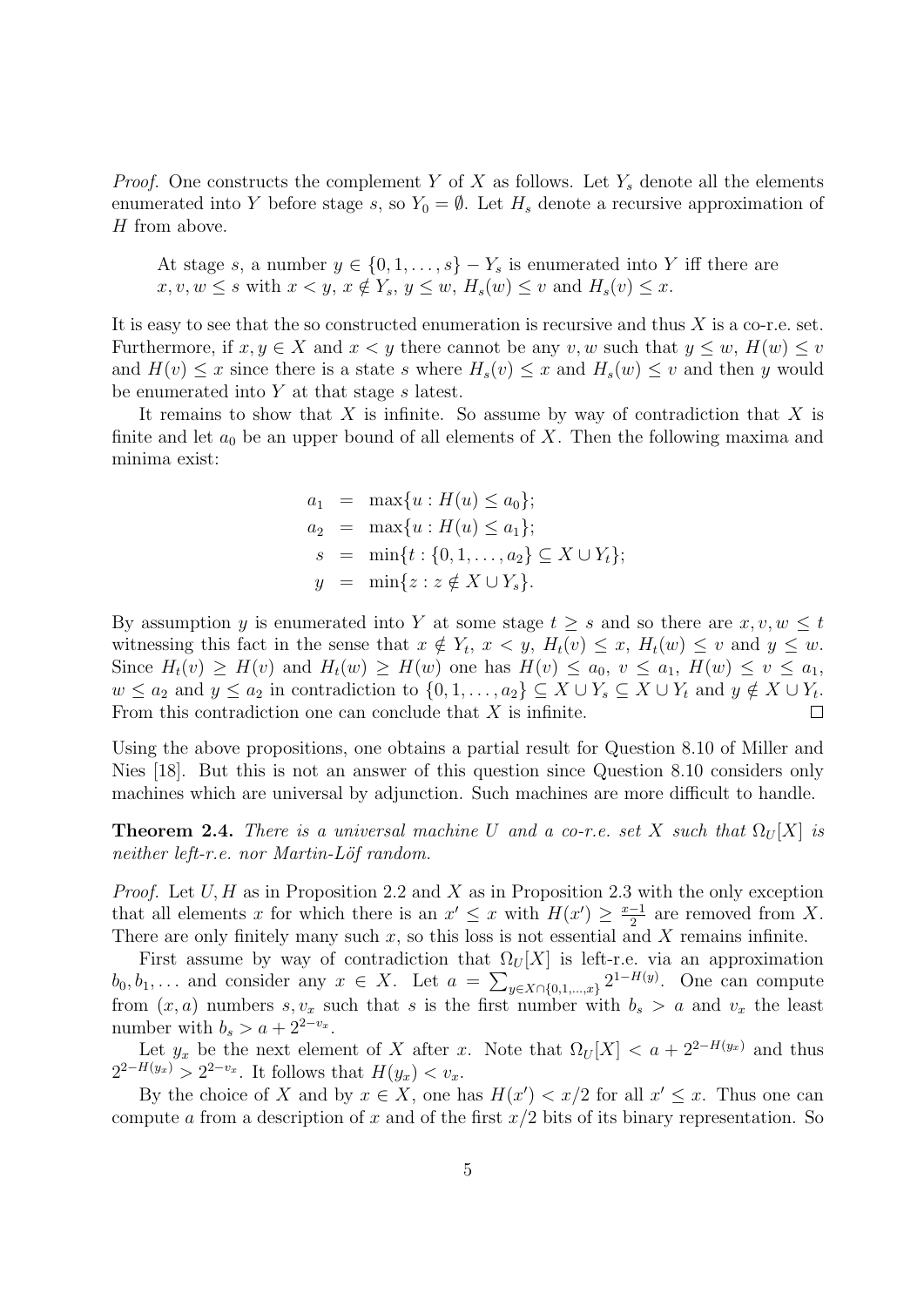*Proof.* One constructs the complement $Y$ of $X$ as follows. Let $Y_s$ denote all the elements enumerated into $Y$ before stage $s$, so $Y_0 = \emptyset$. Let $H_s$ denote a recursive approximation of $H$ from above.

> At stage $s$, a number $y \in \{0, 1, \ldots, s\} - Y_s$ is enumerated into $Y$ iff there are $x, v, w \leq s$ with $x < y$, $x \notin Y_s$, $y \leq w$, $H_s(w) \leq v$ and $H_s(v) \leq x$.

It is easy to see that the so constructed enumeration is recursive and thus $X$ is a co-r.e. set. Furthermore, if $x, y \in X$ and $x < y$ there cannot be any $v, w$ such that $y \leq w$, $H(w) \leq v$ and $H(v) \leq x$ since there is a state $s$ where $H_s(v) \leq x$ and $H_s(w) \leq v$ and then $y$ would be enumerated into $Y$ at that stage $s$ latest.

It remains to show that $X$ is infinite. So assume by way of contradiction that $X$ is finite and let $a_0$ be an upper bound of all elements of $X$. Then the following maxima and minima exist:

$$
\begin{aligned}
a_1 &= \max\{u : H(u) \leq a_0\}; \\
a_2 &= \max\{u : H(u) \leq a_1\}; \\
s &= \min\{t : \{0, 1, \ldots, a_2\} \subseteq X \cup Y_t\}; \\
y &= \min\{z : z \notin X \cup Y_s\}.
\end{aligned}
$$

By assumption $y$ is enumerated into $Y$ at some stage $t \geq s$ and so there are $x, v, w \leq t$ witnessing this fact in the sense that $x \notin Y_t$, $x < y$, $H_t(v) \leq x$, $H_t(w) \leq v$ and $y \leq w$. Since $H_t(v) \geq H(v)$ and $H_t(w) \geq H(w)$ one has $H(v) \leq a_0$, $v \leq a_1$, $H(w) \leq v \leq a_1$, $w \leq a_2$ and $y \leq a_2$ in contradiction to $\{0, 1, \ldots, a_2\} \subseteq X \cup Y_s \subseteq X \cup Y_t$ and $y \notin X \cup Y_t$. From this contradiction one can conclude that $X$ is infinite. $\square$

Using the above propositions, one obtains a partial result for Question 8.10 of Miller and Nies [18]. But this is not an answer of this question since Question 8.10 considers only machines which are universal by adjunction. Such machines are more difficult to handle.

**Theorem 2.4.** *There is a universal machine $U$ and a co-r.e. set $X$ such that $\Omega_U[X]$ is neither left-r.e. nor Martin-Löf random.*

*Proof.* Let $U, H$ as in Proposition 2.2 and $X$ as in Proposition 2.3 with the only exception that all elements $x$ for which there is an $x' \leq x$ with $H(x') \geq \frac{x-1}{2}$ are removed from $X$. There are only finitely many such $x$, so this loss is not essential and $X$ remains infinite.

First assume by way of contradiction that $\Omega_U[X]$ is left-r.e. via an approximation $b_0, b_1, \ldots$ and consider any $x \in X$. Let $a = \sum_{y \in X \cap \{0,1,\ldots,x\}} 2^{1-H(y)}$. One can compute from $(x, a)$ numbers $s, v_x$ such that $s$ is the first number with $b_s > a$ and $v_x$ the least number with $b_s > a + 2^{2-v_x}$.

Let $y_x$ be the next element of $X$ after $x$. Note that $\Omega_U[X] < a + 2^{2-H(y_x)}$ and thus $2^{2-H(y_x)} > 2^{2-v_x}$. It follows that $H(y_x) < v_x$.

By the choice of $X$ and by $x \in X$, one has $H(x') < x/2$ for all $x' \leq x$. Thus one can compute $a$ from a description of $x$ and of the first $x/2$ bits of its binary representation. So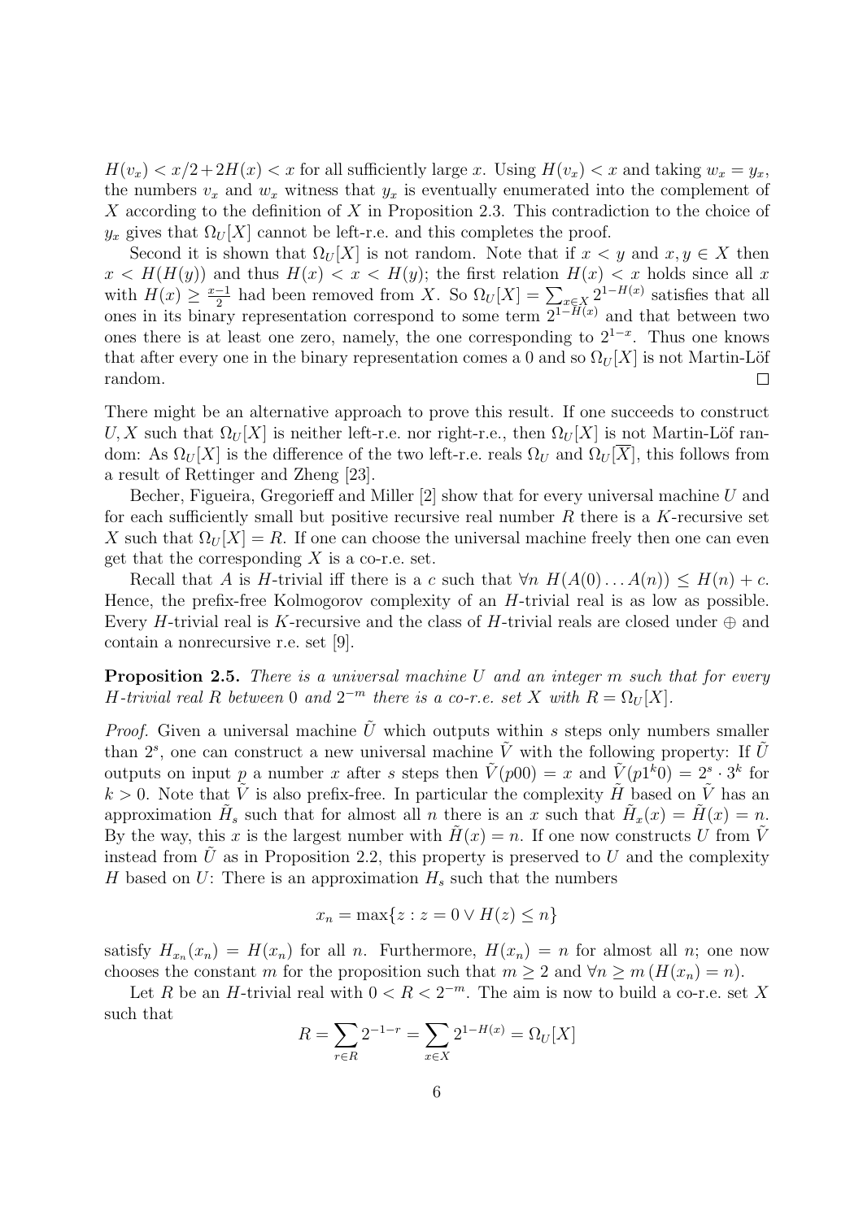$H(v_x) < x/2 + 2H(x) < x$ for all sufficiently large $x$. Using $H(v_x) < x$ and taking $w_x = y_x$, the numbers $v_x$ and $w_x$ witness that $y_x$ is eventually enumerated into the complement of $X$ according to the definition of $X$ in Proposition 2.3. This contradiction to the choice of $y_x$ gives that $\Omega_U[X]$ cannot be left-r.e. and this completes the proof.

Second it is shown that $\Omega_U[X]$ is not random. Note that if $x < y$ and $x, y \in X$ then $x < H(H(y))$ and thus $H(x) < x < H(y)$; the first relation $H(x) < x$ holds since all $x$ with $H(x) \geq \frac{x-1}{2}$ had been removed from $X$. So $\Omega_U[X] = \sum_{x \in X} 2^{1-H(x)}$ satisfies that all ones in its binary representation correspond to some term $2^{1-H(x)}$ and that between two ones there is at least one zero, namely, the one corresponding to $2^{1-x}$. Thus one knows that after every one in the binary representation comes a 0 and so $\Omega_U[X]$ is not Martin-Löf random. $\square$

There might be an alternative approach to prove this result. If one succeeds to construct $U, X$ such that $\Omega_U[X]$ is neither left-r.e. nor right-r.e., then $\Omega_U[X]$ is not Martin-Löf random: As $\Omega_U[X]$ is the difference of the two left-r.e. reals $\Omega_U$ and $\Omega_U[\overline{X}]$, this follows from a result of Rettinger and Zheng [23].

Becher, Figueira, Gregorieff and Miller [2] show that for every universal machine $U$ and for each sufficiently small but positive recursive real number $R$ there is a $K$-recursive set $X$ such that $\Omega_U[X] = R$. If one can choose the universal machine freely then one can even get that the corresponding $X$ is a co-r.e. set.

Recall that $A$ is $H$-trivial iff there is a $c$ such that $\forall n \; H(A(0)\dots A(n)) \leq H(n) + c$. Hence, the prefix-free Kolmogorov complexity of an $H$-trivial real is as low as possible. Every $H$-trivial real is $K$-recursive and the class of $H$-trivial reals are closed under $\oplus$ and contain a nonrecursive r.e. set [9].

**Proposition 2.5.** *There is a universal machine $U$ and an integer $m$ such that for every $H$-trivial real $R$ between 0 and $2^{-m}$ there is a co-r.e. set $X$ with $R = \Omega_U[X]$.*

*Proof.* Given a universal machine $\tilde{U}$ which outputs within $s$ steps only numbers smaller than $2^s$, one can construct a new universal machine $\tilde{V}$ with the following property: If $\tilde{U}$ outputs on input $p$ a number $x$ after $s$ steps then $\tilde{V}(p00) = x$ and $\tilde{V}(p1^k0) = 2^s \cdot 3^k$ for $k > 0$. Note that $\tilde{V}$ is also prefix-free. In particular the complexity $\tilde{H}$ based on $\tilde{V}$ has an approximation $\tilde{H}_s$ such that for almost all $n$ there is an $x$ such that $\tilde{H}_x(x) = \tilde{H}(x) = n$. By the way, this $x$ is the largest number with $\tilde{H}(x) = n$. If one now constructs $U$ from $\tilde{V}$ instead from $\tilde{U}$ as in Proposition 2.2, this property is preserved to $U$ and the complexity $H$ based on $U$: There is an approximation $H_s$ such that the numbers

$$x_n = \max\{z : z = 0 \vee H(z) \leq n\}$$

satisfy $H_{x_n}(x_n) = H(x_n)$ for all $n$. Furthermore, $H(x_n) = n$ for almost all $n$; one now chooses the constant $m$ for the proposition such that $m \geq 2$ and $\forall n \geq m \, (H(x_n) = n)$.

Let $R$ be an $H$-trivial real with $0 < R < 2^{-m}$. The aim is now to build a co-r.e. set $X$ such that

$$R = \sum_{r \in R} 2^{-1-r} = \sum_{x \in X} 2^{1-H(x)} = \Omega_U[X]$$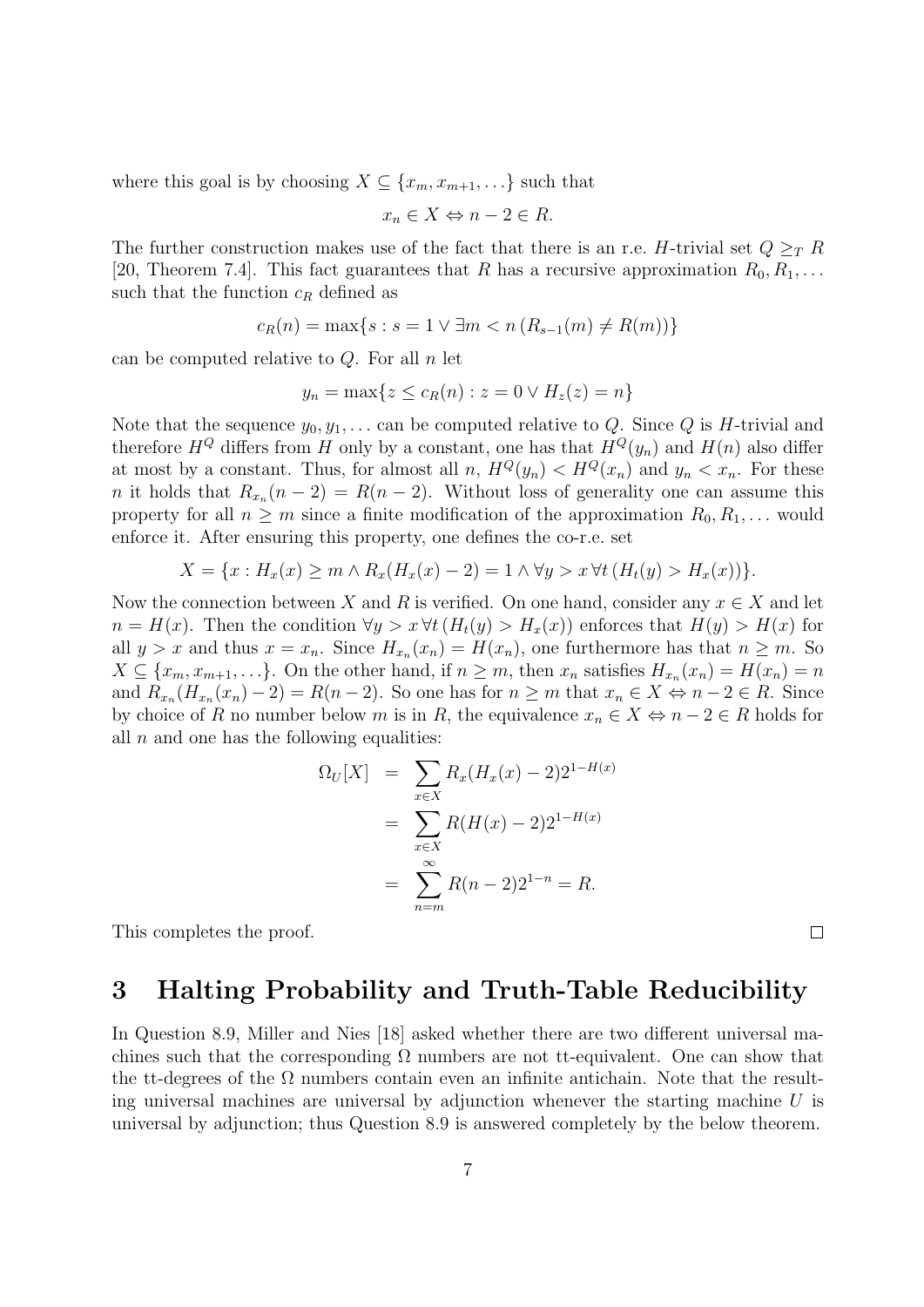where this goal is by choosing $X \subseteq \{x_m, x_{m+1}, \ldots\}$ such that

$$x_n \in X \Leftrightarrow n - 2 \in R.$$

The further construction makes use of the fact that there is an r.e. $H$-trivial set $Q \geq_T R$ [20, Theorem 7.4]. This fact guarantees that $R$ has a recursive approximation $R_0, R_1, \ldots$ such that the function $c_R$ defined as

$$c_R(n) = \max\{s : s = 1 \vee \exists m < n\,(R_{s-1}(m) \neq R(m))\}$$

can be computed relative to $Q$. For all $n$ let

$$y_n = \max\{z \leq c_R(n) : z = 0 \vee H_z(z) = n\}$$

Note that the sequence $y_0, y_1, \ldots$ can be computed relative to $Q$. Since $Q$ is $H$-trivial and therefore $H^Q$ differs from $H$ only by a constant, one has that $H^Q(y_n)$ and $H(n)$ also differ at most by a constant. Thus, for almost all $n$, $H^Q(y_n) < H^Q(x_n)$ and $y_n < x_n$. For these $n$ it holds that $R_{x_n}(n-2) = R(n-2)$. Without loss of generality one can assume this property for all $n \geq m$ since a finite modification of the approximation $R_0, R_1, \ldots$ would enforce it. After ensuring this property, one defines the co-r.e. set

$$X = \{x : H_x(x) \geq m \wedge R_x(H_x(x) - 2) = 1 \wedge \forall y > x\,\forall t\,(H_t(y) > H_x(x))\}.$$

Now the connection between $X$ and $R$ is verified. On one hand, consider any $x \in X$ and let $n = H(x)$. Then the condition $\forall y > x\,\forall t\,(H_t(y) > H_x(x))$ enforces that $H(y) > H(x)$ for all $y > x$ and thus $x = x_n$. Since $H_{x_n}(x_n) = H(x_n)$, one furthermore has that $n \geq m$. So $X \subseteq \{x_m, x_{m+1}, \ldots\}$. On the other hand, if $n \geq m$, then $x_n$ satisfies $H_{x_n}(x_n) = H(x_n) = n$ and $R_{x_n}(H_{x_n}(x_n) - 2) = R(n-2)$. So one has for $n \geq m$ that $x_n \in X \Leftrightarrow n - 2 \in R$. Since by choice of $R$ no number below $m$ is in $R$, the equivalence $x_n \in X \Leftrightarrow n - 2 \in R$ holds for all $n$ and one has the following equalities:

$$\begin{aligned}
\Omega_U[X] &= \sum_{x \in X} R_x(H_x(x) - 2) 2^{1-H(x)} \\
&= \sum_{x \in X} R(H(x) - 2) 2^{1-H(x)} \\
&= \sum_{n=m}^{\infty} R(n-2) 2^{1-n} = R.
\end{aligned}$$

This completes the proof. $\square$

## 3 Halting Probability and Truth-Table Reducibility

In Question 8.9, Miller and Nies [18] asked whether there are two different universal machines such that the corresponding $\Omega$ numbers are not tt-equivalent. One can show that the tt-degrees of the $\Omega$ numbers contain even an infinite antichain. Note that the resulting universal machines are universal by adjunction whenever the starting machine $U$ is universal by adjunction; thus Question 8.9 is answered completely by the below theorem.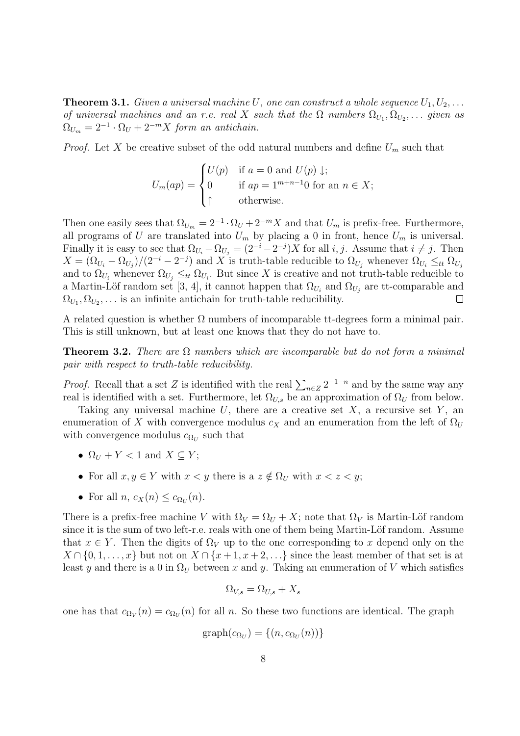**Theorem 3.1.** *Given a universal machine $U$, one can construct a whole sequence $U_1, U_2, \ldots$ of universal machines and an r.e. real $X$ such that the $\Omega$ numbers $\Omega_{U_1}, \Omega_{U_2}, \ldots$ given as $\Omega_{U_m} = 2^{-1} \cdot \Omega_U + 2^{-m} X$ form an antichain.*

*Proof.* Let $X$ be creative subset of the odd natural numbers and define $U_m$ such that

$$U_m(ap) = \begin{cases} U(p) & \text{if } a = 0 \text{ and } U(p) \downarrow; \\ 0 & \text{if } ap = 1^{m+n-1}0 \text{ for an } n \in X; \\ \uparrow & \text{otherwise.} \end{cases}$$

Then one easily sees that $\Omega_{U_m} = 2^{-1} \cdot \Omega_U + 2^{-m} X$ and that $U_m$ is prefix-free. Furthermore, all programs of $U$ are translated into $U_m$ by placing a 0 in front, hence $U_m$ is universal. Finally it is easy to see that $\Omega_{U_i} - \Omega_{U_j} = (2^{-i} - 2^{-j}) X$ for all $i, j$. Assume that $i \neq j$. Then $X = (\Omega_{U_i} - \Omega_{U_j})/(2^{-i} - 2^{-j})$ and $X$ is truth-table reducible to $\Omega_{U_j}$ whenever $\Omega_{U_i} \leq_{tt} \Omega_{U_j}$ and to $\Omega_{U_i}$ whenever $\Omega_{U_j} \leq_{tt} \Omega_{U_i}$. But since $X$ is creative and not truth-table reducible to a Martin-Löf random set [3, 4], it cannot happen that $\Omega_{U_i}$ and $\Omega_{U_j}$ are tt-comparable and $\Omega_{U_1}, \Omega_{U_2}, \ldots$ is an infinite antichain for truth-table reducibility. $\square$

A related question is whether $\Omega$ numbers of incomparable tt-degrees form a minimal pair. This is still unknown, but at least one knows that they do not have to.

**Theorem 3.2.** *There are $\Omega$ numbers which are incomparable but do not form a minimal pair with respect to truth-table reducibility.*

*Proof.* Recall that a set $Z$ is identified with the real $\sum_{n \in Z} 2^{-1-n}$ and by the same way any real is identified with a set. Furthermore, let $\Omega_{U,s}$ be an approximation of $\Omega_U$ from below.

Taking any universal machine $U$, there are a creative set $X$, a recursive set $Y$, an enumeration of $X$ with convergence modulus $c_X$ and an enumeration from the left of $\Omega_U$ with convergence modulus $c_{\Omega_U}$ such that

- $\Omega_U + Y < 1$ and $X \subseteq Y$;
- For all $x, y \in Y$ with $x < y$ there is a $z \notin \Omega_U$ with $x < z < y$;
- For all $n$, $c_X(n) \leq c_{\Omega_U}(n)$.

There is a prefix-free machine $V$ with $\Omega_V = \Omega_U + X$; note that $\Omega_V$ is Martin-Löf random since it is the sum of two left-r.e. reals with one of them being Martin-Löf random. Assume that $x \in Y$. Then the digits of $\Omega_V$ up to the one corresponding to $x$ depend only on the $X \cap \{0, 1, \ldots, x\}$ but not on $X \cap \{x+1, x+2, \ldots\}$ since the least member of that set is at least $y$ and there is a 0 in $\Omega_U$ between $x$ and $y$. Taking an enumeration of $V$ which satisfies

$$\Omega_{V,s} = \Omega_{U,s} + X_s$$

one has that $c_{\Omega_V}(n) = c_{\Omega_U}(n)$ for all $n$. So these two functions are identical. The graph

$$\text{graph}(c_{\Omega_U}) = \{(n, c_{\Omega_U}(n))\}$$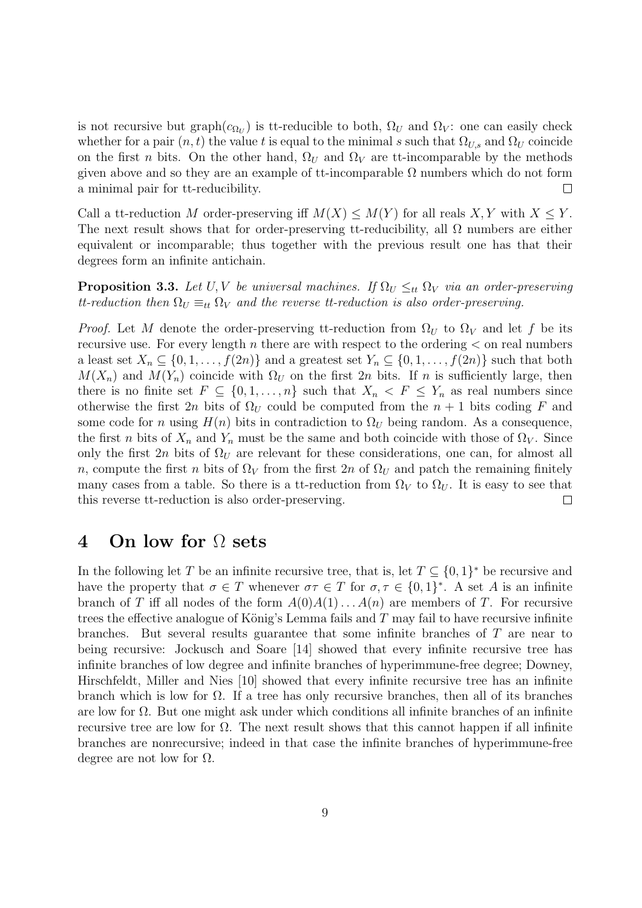is not recursive but graph($c_{\Omega_U}$) is tt-reducible to both, $\Omega_U$ and $\Omega_V$: one can easily check whether for a pair $(n, t)$ the value $t$ is equal to the minimal $s$ such that $\Omega_{U,s}$ and $\Omega_U$ coincide on the first $n$ bits. On the other hand, $\Omega_U$ and $\Omega_V$ are tt-incomparable by the methods given above and so they are an example of tt-incomparable $\Omega$ numbers which do not form a minimal pair for tt-reducibility. □

Call a tt-reduction $M$ order-preserving iff $M(X) \leq M(Y)$ for all reals $X, Y$ with $X \leq Y$. The next result shows that for order-preserving tt-reducibility, all $\Omega$ numbers are either equivalent or incomparable; thus together with the previous result one has that their degrees form an infinite antichain.

**Proposition 3.3.** *Let $U, V$ be universal machines. If $\Omega_U \leq_{tt} \Omega_V$ via an order-preserving tt-reduction then $\Omega_U \equiv_{tt} \Omega_V$ and the reverse tt-reduction is also order-preserving.*

*Proof.* Let $M$ denote the order-preserving tt-reduction from $\Omega_U$ to $\Omega_V$ and let $f$ be its recursive use. For every length $n$ there are with respect to the ordering $<$ on real numbers a least set $X_n \subseteq \{0, 1, \ldots, f(2n)\}$ and a greatest set $Y_n \subseteq \{0, 1, \ldots, f(2n)\}$ such that both $M(X_n)$ and $M(Y_n)$ coincide with $\Omega_U$ on the first $2n$ bits. If $n$ is sufficiently large, then there is no finite set $F \subseteq \{0, 1, \ldots, n\}$ such that $X_n < F \leq Y_n$ as real numbers since otherwise the first $2n$ bits of $\Omega_U$ could be computed from the $n+1$ bits coding $F$ and some code for $n$ using $H(n)$ bits in contradiction to $\Omega_U$ being random. As a consequence, the first $n$ bits of $X_n$ and $Y_n$ must be the same and both coincide with those of $\Omega_V$. Since only the first $2n$ bits of $\Omega_U$ are relevant for these considerations, one can, for almost all $n$, compute the first $n$ bits of $\Omega_V$ from the first $2n$ of $\Omega_U$ and patch the remaining finitely many cases from a table. So there is a tt-reduction from $\Omega_V$ to $\Omega_U$. It is easy to see that this reverse tt-reduction is also order-preserving. □

# 4 On low for $\Omega$ sets

In the following let $T$ be an infinite recursive tree, that is, let $T \subseteq \{0, 1\}^*$ be recursive and have the property that $\sigma \in T$ whenever $\sigma\tau \in T$ for $\sigma, \tau \in \{0, 1\}^*$. A set $A$ is an infinite branch of $T$ iff all nodes of the form $A(0)A(1)\ldots A(n)$ are members of $T$. For recursive trees the effective analogue of König's Lemma fails and $T$ may fail to have recursive infinite branches. But several results guarantee that some infinite branches of $T$ are near to being recursive: Jockusch and Soare [14] showed that every infinite recursive tree has infinite branches of low degree and infinite branches of hyperimmune-free degree; Downey, Hirschfeldt, Miller and Nies [10] showed that every infinite recursive tree has an infinite branch which is low for $\Omega$. If a tree has only recursive branches, then all of its branches are low for $\Omega$. But one might ask under which conditions all infinite branches of an infinite recursive tree are low for $\Omega$. The next result shows that this cannot happen if all infinite branches are nonrecursive; indeed in that case the infinite branches of hyperimmune-free degree are not low for $\Omega$.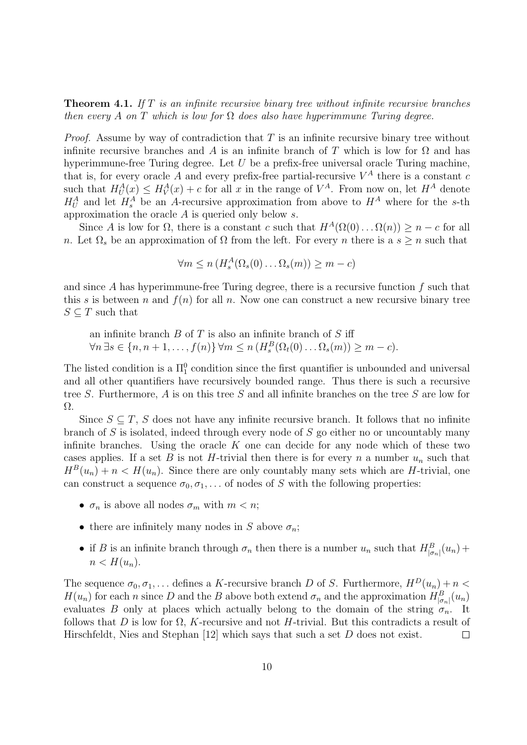**Theorem 4.1.** *If $T$ is an infinite recursive binary tree without infinite recursive branches then every $A$ on $T$ which is low for $\Omega$ does also have hyperimmune Turing degree.*

*Proof.* Assume by way of contradiction that $T$ is an infinite recursive binary tree without infinite recursive branches and $A$ is an infinite branch of $T$ which is low for $\Omega$ and has hyperimmune-free Turing degree. Let $U$ be a prefix-free universal oracle Turing machine, that is, for every oracle $A$ and every prefix-free partial-recursive $V^A$ there is a constant $c$ such that $H_U^A(x) \leq H_V^A(x) + c$ for all $x$ in the range of $V^A$. From now on, let $H^A$ denote $H_U^A$ and let $H_s^A$ be an $A$-recursive approximation from above to $H^A$ where for the $s$-th approximation the oracle $A$ is queried only below $s$.

Since $A$ is low for $\Omega$, there is a constant $c$ such that $H^A(\Omega(0)\ldots\Omega(n)) \geq n - c$ for all $n$. Let $\Omega_s$ be an approximation of $\Omega$ from the left. For every $n$ there is a $s \geq n$ such that

$$\forall m \leq n\, (H_s^A(\Omega_s(0)\ldots\Omega_s(m)) \geq m - c)$$

and since $A$ has hyperimmune-free Turing degree, there is a recursive function $f$ such that this $s$ is between $n$ and $f(n)$ for all $n$. Now one can construct a new recursive binary tree $S \subseteq T$ such that

> an infinite branch $B$ of $T$ is also an infinite branch of $S$ iff
> $\forall n\, \exists s \in \{n, n+1, \ldots, f(n)\}\, \forall m \leq n\, (H_s^B(\Omega_t(0)\ldots\Omega_s(m)) \geq m - c)$.

The listed condition is a $\Pi_1^0$ condition since the first quantifier is unbounded and universal and all other quantifiers have recursively bounded range. Thus there is such a recursive tree $S$. Furthermore, $A$ is on this tree $S$ and all infinite branches on the tree $S$ are low for $\Omega$.

Since $S \subseteq T$, $S$ does not have any infinite recursive branch. It follows that no infinite branch of $S$ is isolated, indeed through every node of $S$ go either no or uncountably many infinite branches. Using the oracle $K$ one can decide for any node which of these two cases applies. If a set $B$ is not $H$-trivial then there is for every $n$ a number $u_n$ such that $H^B(u_n) + n < H(u_n)$. Since there are only countably many sets which are $H$-trivial, one can construct a sequence $\sigma_0, \sigma_1, \ldots$ of nodes of $S$ with the following properties:

- $\sigma_n$ is above all nodes $\sigma_m$ with $m < n$;
- there are infinitely many nodes in $S$ above $\sigma_n$;
- if $B$ is an infinite branch through $\sigma_n$ then there is a number $u_n$ such that $H_{|\sigma_n|}^B(u_n) + n < H(u_n)$.

The sequence $\sigma_0, \sigma_1, \ldots$ defines a $K$-recursive branch $D$ of $S$. Furthermore, $H^D(u_n) + n < H(u_n)$ for each $n$ since $D$ and the $B$ above both extend $\sigma_n$ and the approximation $H_{|\sigma_n|}^B(u_n)$ evaluates $B$ only at places which actually belong to the domain of the string $\sigma_n$. It follows that $D$ is low for $\Omega$, $K$-recursive and not $H$-trivial. But this contradicts a result of Hirschfeldt, Nies and Stephan [12] which says that such a set $D$ does not exist. $\square$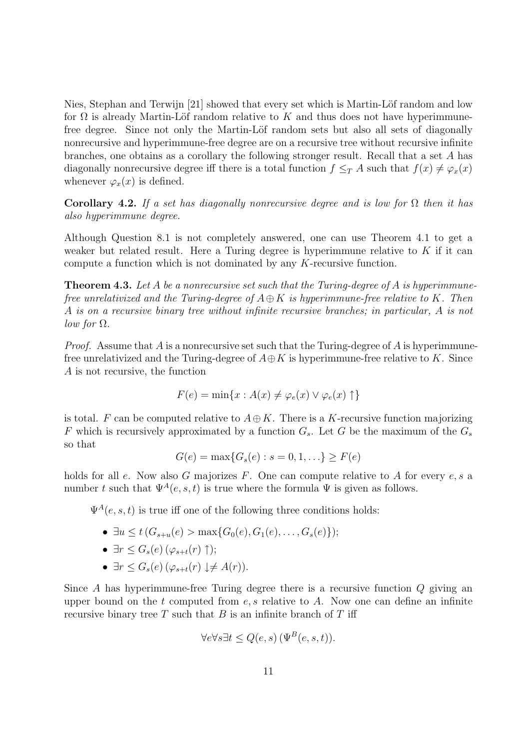Nies, Stephan and Terwijn [21] showed that every set which is Martin-Löf random and low for $\Omega$ is already Martin-Löf random relative to $K$ and thus does not have hyperimmune-free degree. Since not only the Martin-Löf random sets but also all sets of diagonally nonrecursive and hyperimmune-free degree are on a recursive tree without recursive infinite branches, one obtains as a corollary the following stronger result. Recall that a set $A$ has diagonally nonrecursive degree iff there is a total function $f \leq_T A$ such that $f(x) \neq \varphi_x(x)$ whenever $\varphi_x(x)$ is defined.

**Corollary 4.2.** *If a set has diagonally nonrecursive degree and is low for $\Omega$ then it has also hyperimmune degree.*

Although Question 8.1 is not completely answered, one can use Theorem 4.1 to get a weaker but related result. Here a Turing degree is hyperimmune relative to $K$ if it can compute a function which is not dominated by any $K$-recursive function.

**Theorem 4.3.** *Let $A$ be a nonrecursive set such that the Turing-degree of $A$ is hyperimmune-free unrelativized and the Turing-degree of $A \oplus K$ is hyperimmune-free relative to $K$. Then $A$ is on a recursive binary tree without infinite recursive branches; in particular, $A$ is not low for $\Omega$.*

*Proof.* Assume that $A$ is a nonrecursive set such that the Turing-degree of $A$ is hyperimmune-free unrelativized and the Turing-degree of $A \oplus K$ is hyperimmune-free relative to $K$. Since $A$ is not recursive, the function

$$F(e) = \min\{x : A(x) \neq \varphi_e(x) \vee \varphi_e(x) \uparrow\}$$

is total. $F$ can be computed relative to $A \oplus K$. There is a $K$-recursive function majorizing $F$ which is recursively approximated by a function $G_s$. Let $G$ be the maximum of the $G_s$ so that

$$G(e) = \max\{G_s(e) : s = 0, 1, \ldots\} \geq F(e)$$

holds for all $e$. Now also $G$ majorizes $F$. One can compute relative to $A$ for every $e, s$ a number $t$ such that $\Psi^A(e, s, t)$ is true where the formula $\Psi$ is given as follows.

$\Psi^A(e, s, t)$ is true iff one of the following three conditions holds:

- $\exists u \leq t\, (G_{s+u}(e) > \max\{G_0(e), G_1(e), \ldots, G_s(e)\})$;
- $\exists r \leq G_s(e)\, (\varphi_{s+t}(r) \uparrow)$;
- $\exists r \leq G_s(e)\, (\varphi_{s+t}(r) \downarrow \neq A(r))$.

Since $A$ has hyperimmune-free Turing degree there is a recursive function $Q$ giving an upper bound on the $t$ computed from $e, s$ relative to $A$. Now one can define an infinite recursive binary tree $T$ such that $B$ is an infinite branch of $T$ iff

$$\forall e \forall s \exists t \leq Q(e, s)\, (\Psi^B(e, s, t)).$$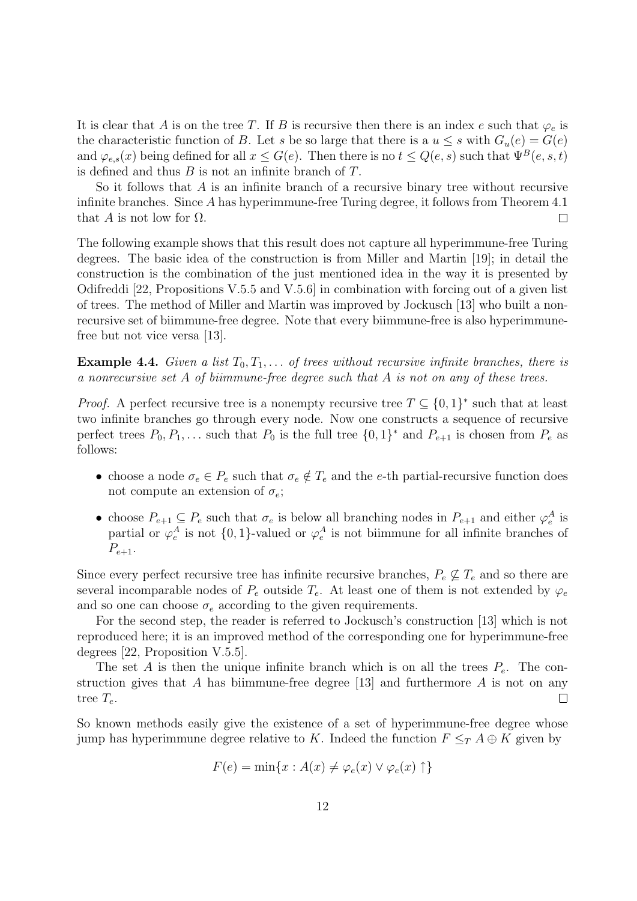It is clear that $A$ is on the tree $T$. If $B$ is recursive then there is an index $e$ such that $\varphi_e$ is the characteristic function of $B$. Let $s$ be so large that there is a $u \leq s$ with $G_u(e) = G(e)$ and $\varphi_{e,s}(x)$ being defined for all $x \leq G(e)$. Then there is no $t \leq Q(e,s)$ such that $\Psi^B(e,s,t)$ is defined and thus $B$ is not an infinite branch of $T$.

So it follows that $A$ is an infinite branch of a recursive binary tree without recursive infinite branches. Since $A$ has hyperimmune-free Turing degree, it follows from Theorem 4.1 that $A$ is not low for $\Omega$. $\square$

The following example shows that this result does not capture all hyperimmune-free Turing degrees. The basic idea of the construction is from Miller and Martin [19]; in detail the construction is the combination of the just mentioned idea in the way it is presented by Odifreddi [22, Propositions V.5.5 and V.5.6] in combination with forcing out of a given list of trees. The method of Miller and Martin was improved by Jockusch [13] who built a nonrecursive set of biimmune-free degree. Note that every biimmune-free is also hyperimmune-free but not vice versa [13].

**Example 4.4.** *Given a list $T_0, T_1, \ldots$ of trees without recursive infinite branches, there is a nonrecursive set $A$ of biimmune-free degree such that $A$ is not on any of these trees.*

*Proof.* A perfect recursive tree is a nonempty recursive tree $T \subseteq \{0,1\}^*$ such that at least two infinite branches go through every node. Now one constructs a sequence of recursive perfect trees $P_0, P_1, \ldots$ such that $P_0$ is the full tree $\{0,1\}^*$ and $P_{e+1}$ is chosen from $P_e$ as follows:

- choose a node $\sigma_e \in P_e$ such that $\sigma_e \notin T_e$ and the $e$-th partial-recursive function does not compute an extension of $\sigma_e$;
- choose $P_{e+1} \subseteq P_e$ such that $\sigma_e$ is below all branching nodes in $P_{e+1}$ and either $\varphi_e^A$ is partial or $\varphi_e^A$ is not $\{0,1\}$-valued or $\varphi_e^A$ is not biimmune for all infinite branches of $P_{e+1}$.

Since every perfect recursive tree has infinite recursive branches, $P_e \not\subseteq T_e$ and so there are several incomparable nodes of $P_e$ outside $T_e$. At least one of them is not extended by $\varphi_e$ and so one can choose $\sigma_e$ according to the given requirements.

For the second step, the reader is referred to Jockusch's construction [13] which is not reproduced here; it is an improved method of the corresponding one for hyperimmune-free degrees [22, Proposition V.5.5].

The set $A$ is then the unique infinite branch which is on all the trees $P_e$. The construction gives that $A$ has biimmune-free degree [13] and furthermore $A$ is not on any tree $T_e$. $\square$

So known methods easily give the existence of a set of hyperimmune-free degree whose jump has hyperimmune degree relative to $K$. Indeed the function $F \leq_T A \oplus K$ given by

$$F(e) = \min\{x : A(x) \neq \varphi_e(x) \vee \varphi_e(x) \uparrow\}$$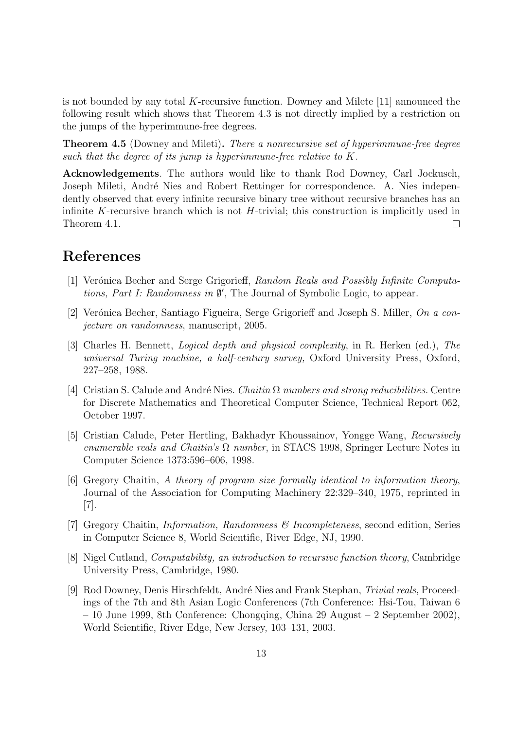is not bounded by any total $K$-recursive function. Downey and Milete [11] announced the following result which shows that Theorem 4.3 is not directly implied by a restriction on the jumps of the hyperimmune-free degrees.

**Theorem 4.5** (Downey and Mileti)**.** *There a nonrecursive set of hyperimmune-free degree such that the degree of its jump is hyperimmune-free relative to $K$.*

**Acknowledgements**. The authors would like to thank Rod Downey, Carl Jockusch, Joseph Mileti, André Nies and Robert Rettinger for correspondence. A. Nies independently observed that every infinite recursive binary tree without recursive branches has an infinite $K$-recursive branch which is not $H$-trivial; this construction is implicitly used in Theorem 4.1. $\square$

# References

[1] Verónica Becher and Serge Grigorieff, *Random Reals and Possibly Infinite Computations, Part I: Randomness in $\emptyset'$*, The Journal of Symbolic Logic, to appear.

[2] Verónica Becher, Santiago Figueira, Serge Grigorieff and Joseph S. Miller, *On a conjecture on randomness*, manuscript, 2005.

[3] Charles H. Bennett, *Logical depth and physical complexity*, in R. Herken (ed.), *The universal Turing machine, a half-century survey,* Oxford University Press, Oxford, 227–258, 1988.

[4] Cristian S. Calude and André Nies. *Chaitin $\Omega$ numbers and strong reducibilities.* Centre for Discrete Mathematics and Theoretical Computer Science, Technical Report 062, October 1997.

[5] Cristian Calude, Peter Hertling, Bakhadyr Khoussainov, Yongge Wang, *Recursively enumerable reals and Chaitin's $\Omega$ number*, in STACS 1998, Springer Lecture Notes in Computer Science 1373:596–606, 1998.

[6] Gregory Chaitin, *A theory of program size formally identical to information theory*, Journal of the Association for Computing Machinery 22:329–340, 1975, reprinted in [7].

[7] Gregory Chaitin, *Information, Randomness & Incompleteness*, second edition, Series in Computer Science 8, World Scientific, River Edge, NJ, 1990.

[8] Nigel Cutland, *Computability, an introduction to recursive function theory*, Cambridge University Press, Cambridge, 1980.

[9] Rod Downey, Denis Hirschfeldt, André Nies and Frank Stephan, *Trivial reals*, Proceedings of the 7th and 8th Asian Logic Conferences (7th Conference: Hsi-Tou, Taiwan 6 – 10 June 1999, 8th Conference: Chongqing, China 29 August – 2 September 2002), World Scientific, River Edge, New Jersey, 103–131, 2003.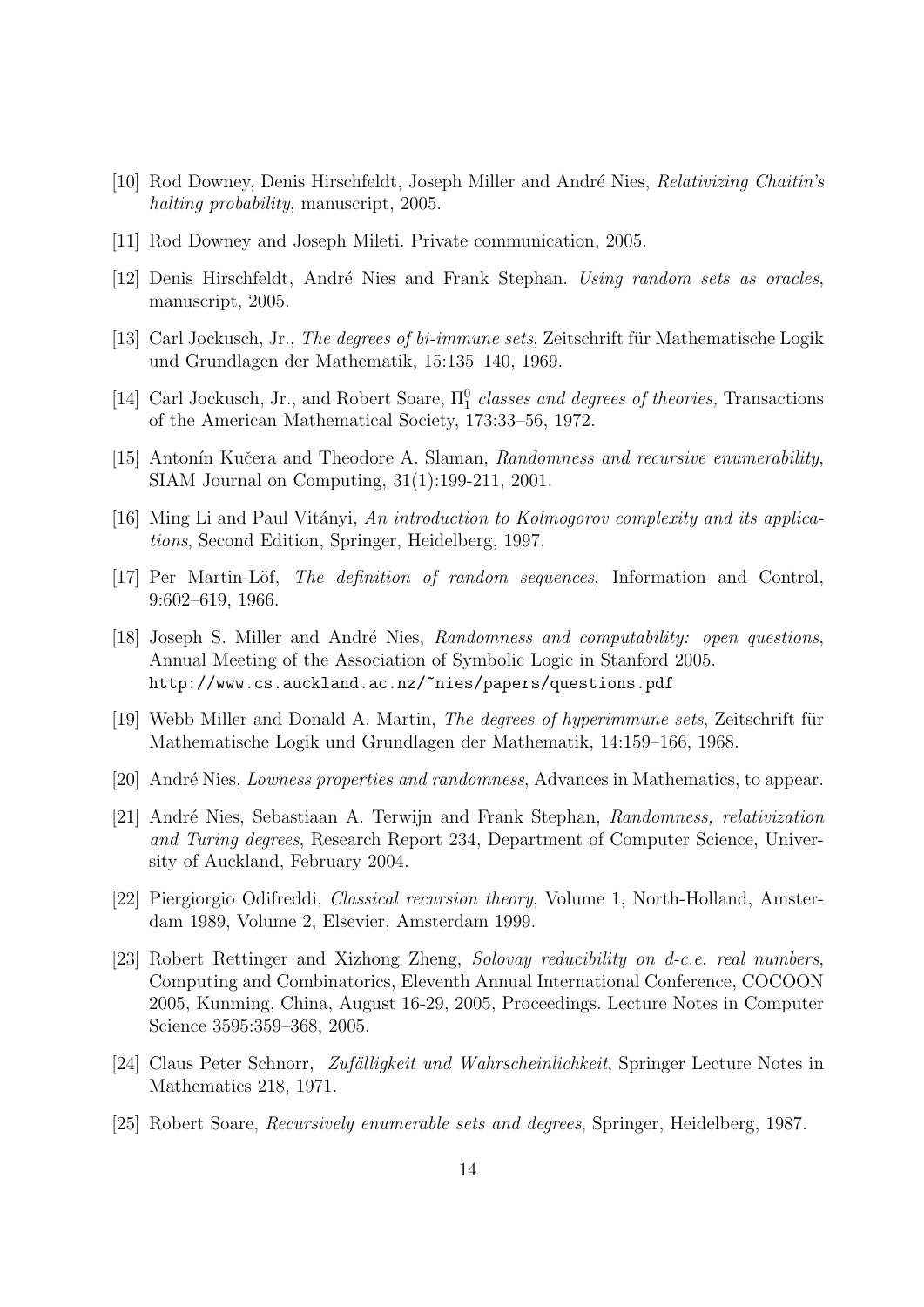[10] Rod Downey, Denis Hirschfeldt, Joseph Miller and André Nies, *Relativizing Chaitin's halting probability*, manuscript, 2005.

[11] Rod Downey and Joseph Mileti. Private communication, 2005.

[12] Denis Hirschfeldt, André Nies and Frank Stephan. *Using random sets as oracles*, manuscript, 2005.

[13] Carl Jockusch, Jr., *The degrees of bi-immune sets*, Zeitschrift für Mathematische Logik und Grundlagen der Mathematik, 15:135–140, 1969.

[14] Carl Jockusch, Jr., and Robert Soare, *$\Pi^0_1$ classes and degrees of theories,* Transactions of the American Mathematical Society, 173:33–56, 1972.

[15] Antonín Kučera and Theodore A. Slaman, *Randomness and recursive enumerability*, SIAM Journal on Computing, 31(1):199-211, 2001.

[16] Ming Li and Paul Vitányi, *An introduction to Kolmogorov complexity and its applications*, Second Edition, Springer, Heidelberg, 1997.

[17] Per Martin-Löf, *The definition of random sequences*, Information and Control, 9:602–619, 1966.

[18] Joseph S. Miller and André Nies, *Randomness and computability: open questions*, Annual Meeting of the Association of Symbolic Logic in Stanford 2005. http://www.cs.auckland.ac.nz/~nies/papers/questions.pdf

[19] Webb Miller and Donald A. Martin, *The degrees of hyperimmune sets*, Zeitschrift für Mathematische Logik und Grundlagen der Mathematik, 14:159–166, 1968.

[20] André Nies, *Lowness properties and randomness*, Advances in Mathematics, to appear.

[21] André Nies, Sebastiaan A. Terwijn and Frank Stephan, *Randomness, relativization and Turing degrees*, Research Report 234, Department of Computer Science, University of Auckland, February 2004.

[22] Piergiorgio Odifreddi, *Classical recursion theory*, Volume 1, North-Holland, Amsterdam 1989, Volume 2, Elsevier, Amsterdam 1999.

[23] Robert Rettinger and Xizhong Zheng, *Solovay reducibility on d-c.e. real numbers*, Computing and Combinatorics, Eleventh Annual International Conference, COCOON 2005, Kunming, China, August 16-29, 2005, Proceedings. Lecture Notes in Computer Science 3595:359–368, 2005.

[24] Claus Peter Schnorr, *Zufälligkeit und Wahrscheinlichkeit*, Springer Lecture Notes in Mathematics 218, 1971.

[25] Robert Soare, *Recursively enumerable sets and degrees*, Springer, Heidelberg, 1987.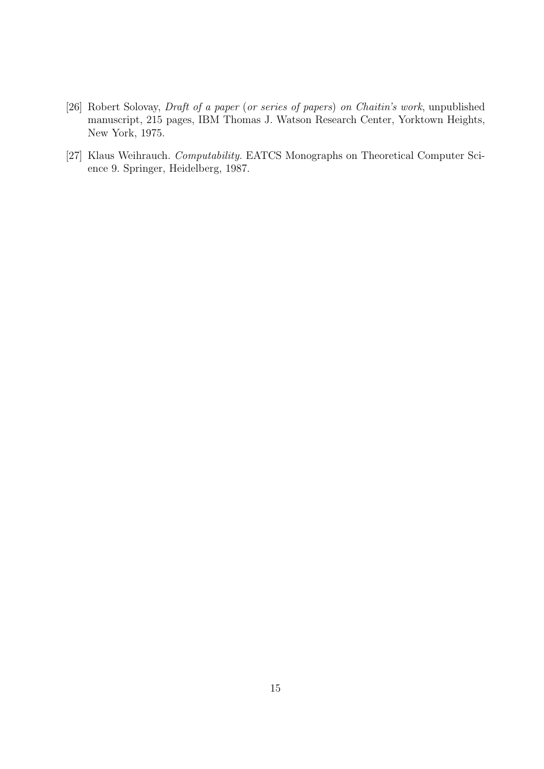[26] Robert Solovay, *Draft of a paper (or series of papers) on Chaitin's work*, unpublished manuscript, 215 pages, IBM Thomas J. Watson Research Center, Yorktown Heights, New York, 1975.

[27] Klaus Weihrauch. *Computability.* EATCS Monographs on Theoretical Computer Science 9. Springer, Heidelberg, 1987.